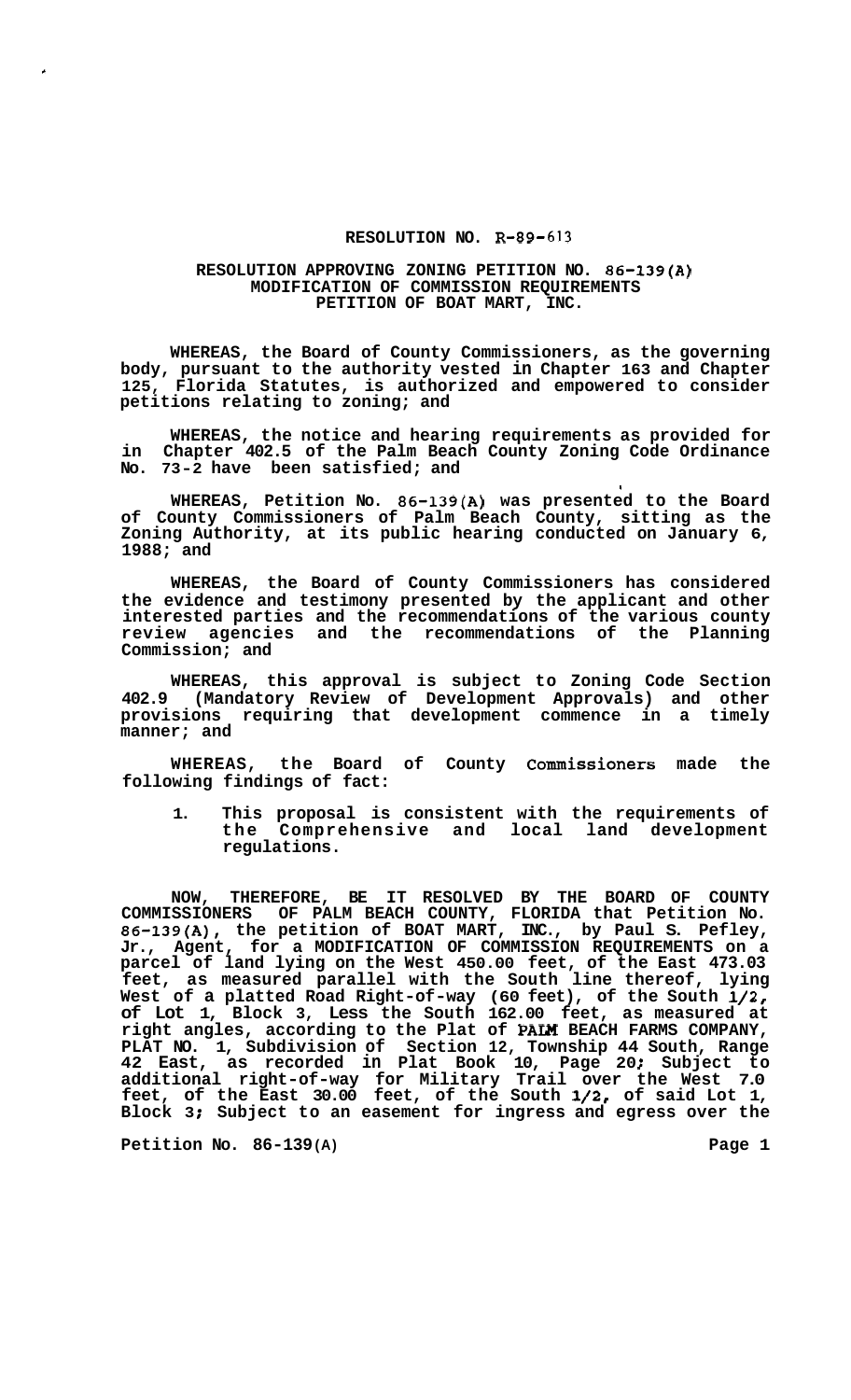# RESOLUTION NO. R-89-613

## RESOLUTION APPROVING ZONING PETITION NO. 86-139(A) MODIFICATION OF COMMISSION REQUIREMENTS PETITION OF BOAT MART, INC.

WHEREAS, the Board of County Commissioners, as the governing body, pursuant to the authority vested in Chapter 163 and Chapter 125, Florida Statutes, is authorized and empowered to consider petitions relating to zoning; and

WHEREAS, the notice and hearing requirements as provided for in Chapter 402.5 of the Palm Beach County Zoning Code Ordinance No. 73-2 have been satisfied; and

WHEREAS, Petition No. 86-139(A) was presented to the Board of County Commissioners of Palm Beach County, sitting as the Zoning Authority, at its public hearing conducted on January 6, 1988; and

WHEREAS, the Board of County Commissioners has considered the evidence and testimony presented by the applicant and other interested parties and the recommendations of the various county review agencies and the recommendations of the Planning Commission; and

WHEREAS, this approval is subject to Zoning Code Section 402.9 (Mandatory Review of Development Approvals) and other provisions requiring that development commence in a timely manner; and

WHEREAS, the Board of County Commissioners made the following findings of fact:

1. This proposal is consistent with the requirements of the Comprehensive and local land development regulations.

NOW, THEREFORE, BE IT RESOLVED BY THE BOARD OF COUNTY COMMISSIONERS OF PALM BEACH COUNTY, FLORIDA that Petition No. 86-139(A), the petition of BOAT MART, INC., by Paul S. Pefley, Jr., Agent, for a MODIFICATION OF COMMISSION REQUIREMENTS on a parcel of land lying on the West 450.00 feet, of the East 473.03 feet, as measured parallel with the South line thereof, lying West of a platted Road Right-of-way (60 feet), of the South 1/2, of Lot 1, Block 3, Less the South 162.00 feet, as measured at right angles, according to the Plat of PALM BEACH FARMS COMPANY, PLAT NO. 1, Subdivision of Section 12, Township 44 South, Range 42 East, as recorded in Plat Book 10, Page 20; Subject to additional right-of-way for Military Trail over the West 7.0 feet, of the East 30.00 feet, of the South 1/2, of said Lot 1, Block 3; Subject to an easement for ingress and egress over the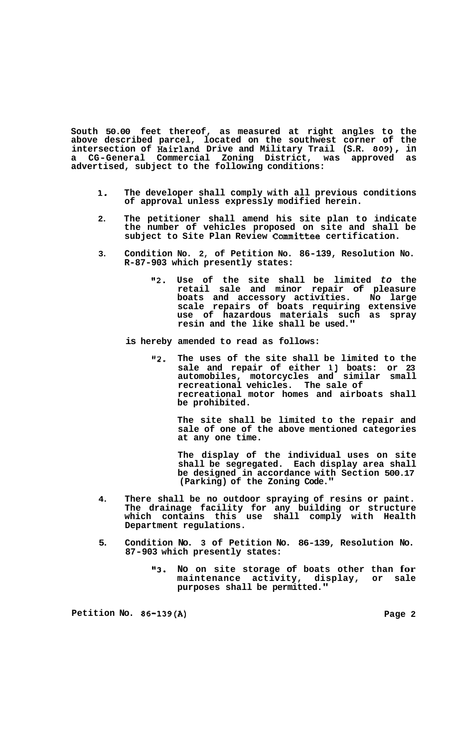**South 50.00 feet thereof, as measured at right angles to the above described parcel, located on the southwest corner of the intersection of Hairland Drive and Military Trail (S.R. 809), in a CG-General Commercial Zoning District, was approved as advertised, subject to the following conditions:**

1. **The developer shall comply with all previous conditions of approval unless expressly modified herein.**

2. **The petitioner shall amend his site plan to indicate the number of vehicles proposed on site and shall be subject to Site Plan Review Committee certification.**

3. **Condition No. 2, of Petition No. 86-139, Resolution No. R-87-903 which presently states:**

   > **"2. Use of the site shall be limited *to* the retail sale and minor repair of pleasure boats and accessory activities. No large scale repairs of boats requiring extensive use of hazardous materials such as spray resin and the like shall be used."**

   **is hereby amended to read as follows:**

   > **"2. The uses of the site shall be limited to the sale and repair of either 1] boats: or 23 automobiles, motorcycles and similar small recreational vehicles. The sale of recreational motor homes and airboats shall be prohibited.**
   >
   > **The site shall be limited to the repair and sale of one of the above mentioned categories at any one time.**
   >
   > **The display of the individual uses on site shall be segregated. Each display area shall be designed in accordance with Section 500.17 (Parking) of the Zoning Code."**

4. **There shall be no outdoor spraying of resins or paint. The drainage facility for any building or structure which contains this use shall comply with Health Department regulations.**

5. **Condition No. 3 of Petition No. 86-139, Resolution No. 87-903 which presently states:**

   > **"3. No on site storage of boats other than for maintenance activity, display, or sale purposes shall be permitted."**

**Petition No. 86-139(A)**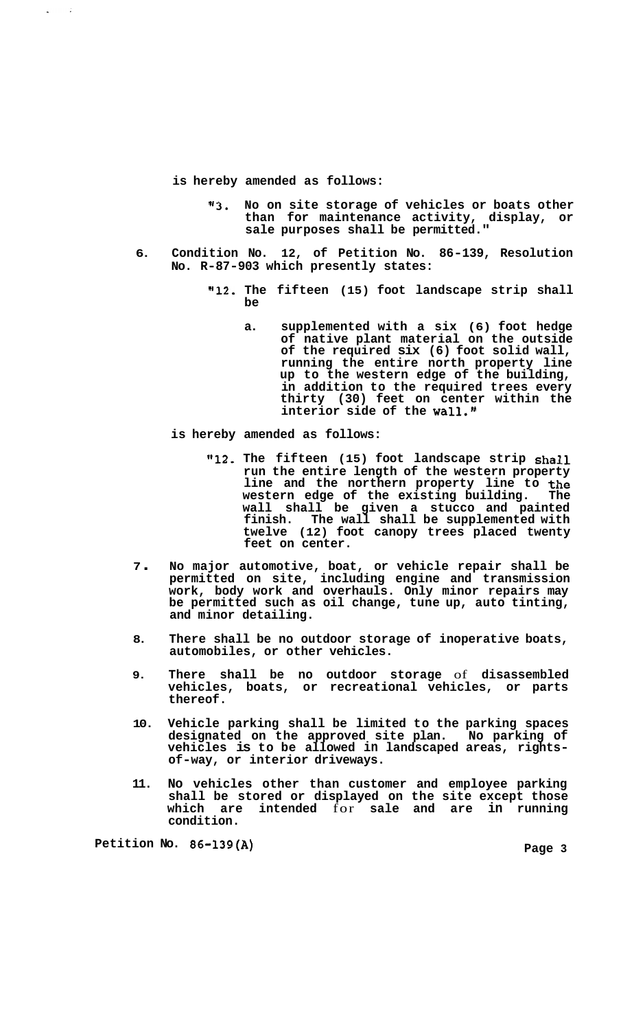is hereby amended as follows:

> "3. No on site storage of vehicles or boats other than for maintenance activity, display, or sale purposes shall be permitted."

6. Condition No. 12, of Petition No. 86-139, Resolution No. R-87-903 which presently states:

> "12. The fifteen (15) foot landscape strip shall be
>
> a. supplemented with a six (6) foot hedge of native plant material on the outside of the required six (6) foot solid wall, running the entire north property line up to the western edge of the building, in addition to the required trees every thirty (30) feet on center within the interior side of the wall."

is hereby amended as follows:

> "12. The fifteen (15) foot landscape strip shall run the entire length of the western property line and the northern property line to the western edge of the existing building. The wall shall be given a stucco and painted finish. The wall shall be supplemented with twelve (12) foot canopy trees placed twenty feet on center.

7. No major automotive, boat, or vehicle repair shall be permitted on site, including engine and transmission work, body work and overhauls. Only minor repairs may be permitted such as oil change, tune up, auto tinting, and minor detailing.

8. There shall be no outdoor storage of inoperative boats, automobiles, or other vehicles.

9. There shall be no outdoor storage of disassembled vehicles, boats, or recreational vehicles, or parts thereof.

10. Vehicle parking shall be limited to the parking spaces designated on the approved site plan. No parking of vehicles is to be allowed in landscaped areas, rights-of-way, or interior driveways.

11. No vehicles other than customer and employee parking shall be stored or displayed on the site except those which are intended for sale and are in running condition.

Petition No. 86-139(A)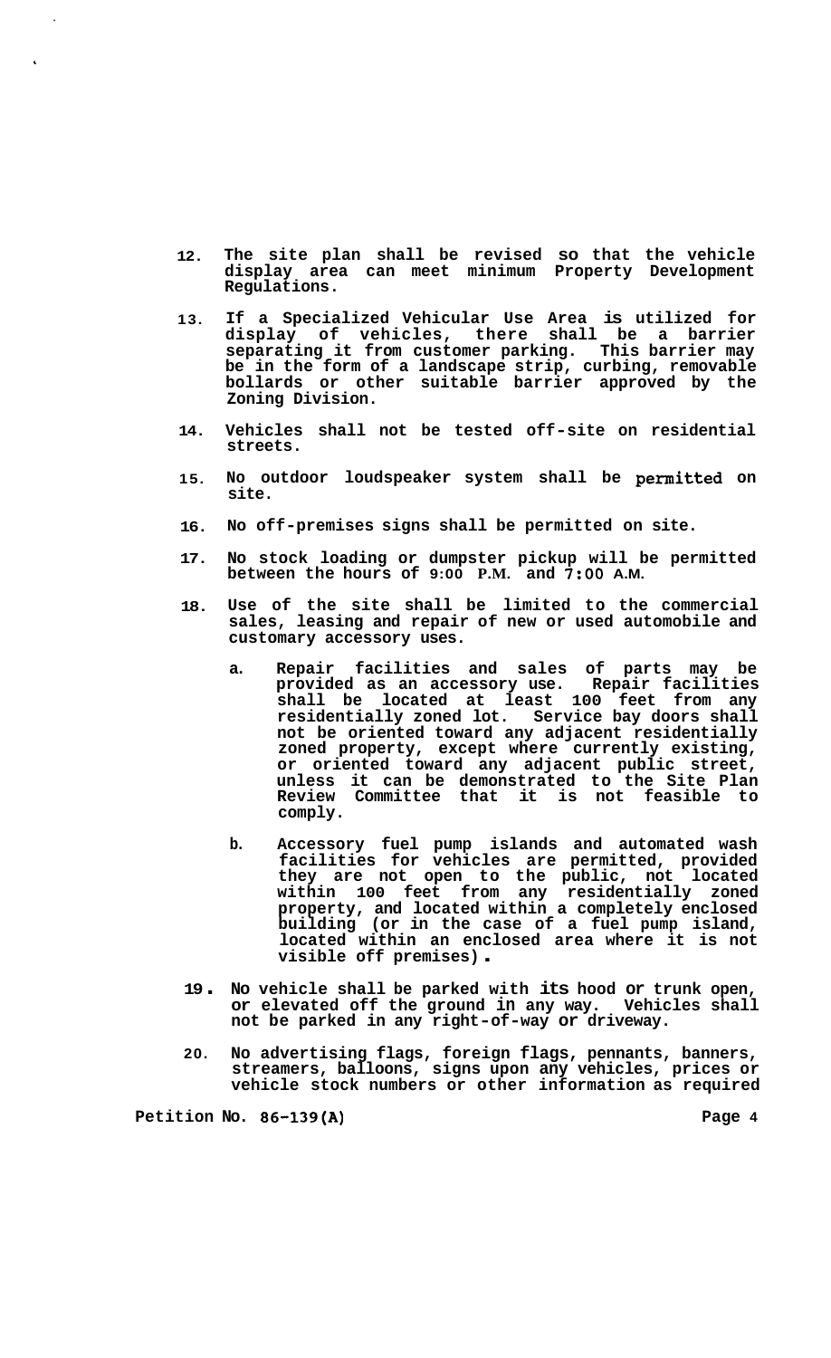12. The site plan shall be revised so that the vehicle display area can meet minimum Property Development Regulations.

13. If a Specialized Vehicular Use Area is utilized for display of vehicles, there shall be a barrier separating it from customer parking. This barrier may be in the form of a landscape strip, curbing, removable bollards or other suitable barrier approved by the Zoning Division.

14. Vehicles shall not be tested off-site on residential streets.

15. No outdoor loudspeaker system shall be permitted on site.

16. No off-premises signs shall be permitted on site.

17. No stock loading or dumpster pickup will be permitted between the hours of 9:00 P.M. and 7:00 A.M.

18. Use of the site shall be limited to the commercial sales, leasing and repair of new or used automobile and customary accessory uses.

    a. Repair facilities and sales of parts may be provided as an accessory use. Repair facilities shall be located at least 100 feet from any residentially zoned lot. Service bay doors shall not be oriented toward any adjacent residentially zoned property, except where currently existing, or oriented toward any adjacent public street, unless it can be demonstrated to the Site Plan Review Committee that it is not feasible to comply.

    b. Accessory fuel pump islands and automated wash facilities for vehicles are permitted, provided they are not open to the public, not located within 100 feet from any residentially zoned property, and located within a completely enclosed building (or in the case of a fuel pump island, located within an enclosed area where it is not visible off premises).

19. No vehicle shall be parked with its hood or trunk open, or elevated off the ground in any way. Vehicles shall not be parked in any right-of-way or driveway.

20. No advertising flags, foreign flags, pennants, banners, streamers, balloons, signs upon any vehicles, prices or vehicle stock numbers or other information as required

Petition No. 86-139(A)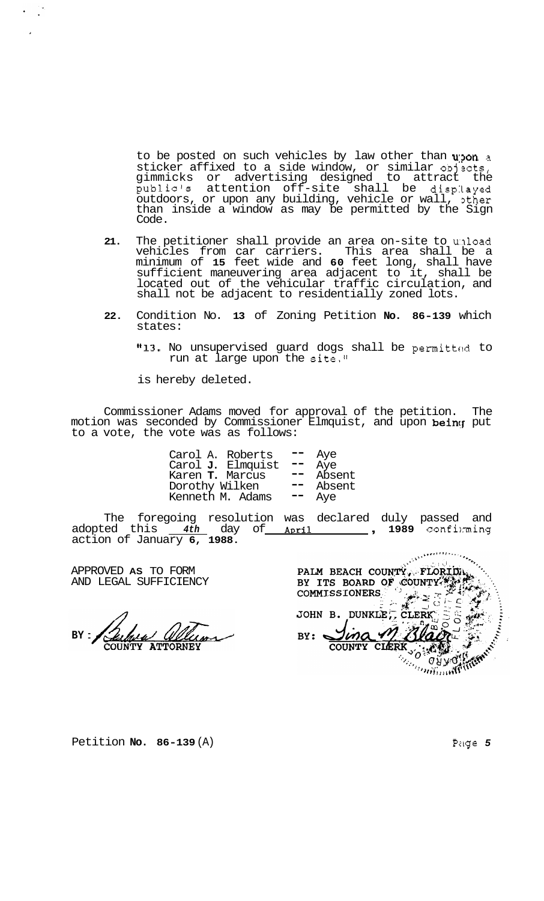to be posted on such vehicles by law other than upon a sticker affixed to a side window, or similar objects, gimmicks or advertising designed to attract the public's attention off-site shall be displayed outdoors, or upon any building, vehicle or wall, other than inside a window as may be permitted by the Sign Code.

21. The petitioner shall provide an area on-site to unload vehicles from car carriers. This area shall be a minimum of 15 feet wide and 60 feet long, shall have sufficient maneuvering area adjacent to it, shall be located out of the vehicular traffic circulation, and shall not be adjacent to residentially zoned lots.

22. Condition No. 13 of Zoning Petition No. 86-139 which states:

"13. No unsupervised guard dogs shall be permitted to run at large upon the site."

is hereby deleted.

Commissioner Adams moved for approval of the petition. The motion was seconded by Commissioner Elmquist, and upon being put to a vote, the vote was as follows:

| | | |
|---|---|---|
| Carol A. Roberts | -- | Aye |
| Carol J. Elmquist | -- | Aye |
| Karen T. Marcus | -- | Absent |
| Dorothy Wilken | -- | Absent |
| Kenneth M. Adams | -- | Aye |

The foregoing resolution was declared duly passed and adopted this 4th day of April, 1989 confirming action of January 6, 1988.

APPROVED AS TO FORM AND LEGAL SUFFICIENCY

BY: [signature]
COUNTY ATTORNEY

PALM BEACH COUNTY, FLORIDA
BY ITS BOARD OF COUNTY COMMISSIONERS

JOHN B. DUNKLE, CLERK

BY: [signature]
COUNTY CLERK

Petition No. 86-139(A)